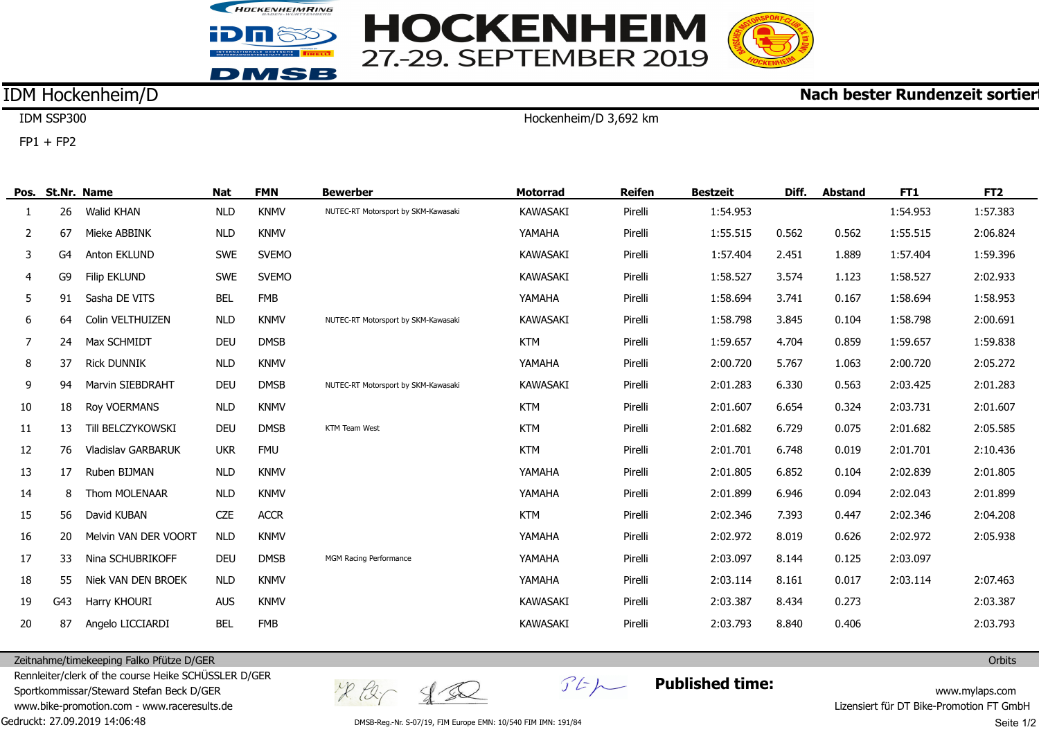# HOCKENHEIM
## 27.-29. SEPTEMBER 2019

**IDM Hockenheim/D** — **Nach bester Rundenzeit sortiert**

IDM SSP300 — Hockenheim/D 3,692 km

FP1 + FP2

| Pos. | St.Nr. | Name | Nat | FMN | Bewerber | Motorrad | Reifen | Bestzeit | Diff. | Abstand | FT1 | FT2 |
|---|---|---|---|---|---|---|---|---|---|---|---|---|
| 1 | 26 | Walid KHAN | NLD | KNMV | NUTEC-RT Motorsport by SKM-Kawasaki | KAWASAKI | Pirelli | 1:54.953 | | | 1:54.953 | 1:57.383 |
| 2 | 67 | Mieke ABBINK | NLD | KNMV | | YAMAHA | Pirelli | 1:55.515 | 0.562 | 0.562 | 1:55.515 | 2:06.824 |
| 3 | G4 | Anton EKLUND | SWE | SVEMO | | KAWASAKI | Pirelli | 1:57.404 | 2.451 | 1.889 | 1:57.404 | 1:59.396 |
| 4 | G9 | Filip EKLUND | SWE | SVEMO | | KAWASAKI | Pirelli | 1:58.527 | 3.574 | 1.123 | 1:58.527 | 2:02.933 |
| 5 | 91 | Sasha DE VITS | BEL | FMB | | YAMAHA | Pirelli | 1:58.694 | 3.741 | 0.167 | 1:58.694 | 1:58.953 |
| 6 | 64 | Colin VELTHUIZEN | NLD | KNMV | NUTEC-RT Motorsport by SKM-Kawasaki | KAWASAKI | Pirelli | 1:58.798 | 3.845 | 0.104 | 1:58.798 | 2:00.691 |
| 7 | 24 | Max SCHMIDT | DEU | DMSB | | KTM | Pirelli | 1:59.657 | 4.704 | 0.859 | 1:59.657 | 1:59.838 |
| 8 | 37 | Rick DUNNIK | NLD | KNMV | | YAMAHA | Pirelli | 2:00.720 | 5.767 | 1.063 | 2:00.720 | 2:05.272 |
| 9 | 94 | Marvin SIEBDRAHT | DEU | DMSB | NUTEC-RT Motorsport by SKM-Kawasaki | KAWASAKI | Pirelli | 2:01.283 | 6.330 | 0.563 | 2:03.425 | 2:01.283 |
| 10 | 18 | Roy VOERMANS | NLD | KNMV | | KTM | Pirelli | 2:01.607 | 6.654 | 0.324 | 2:03.731 | 2:01.607 |
| 11 | 13 | Till BELCZYKOWSKI | DEU | DMSB | KTM Team West | KTM | Pirelli | 2:01.682 | 6.729 | 0.075 | 2:01.682 | 2:05.585 |
| 12 | 76 | Vladislav GARBARUK | UKR | FMU | | KTM | Pirelli | 2:01.701 | 6.748 | 0.019 | 2:01.701 | 2:10.436 |
| 13 | 17 | Ruben BIJMAN | NLD | KNMV | | YAMAHA | Pirelli | 2:01.805 | 6.852 | 0.104 | 2:02.839 | 2:01.805 |
| 14 | 8 | Thom MOLENAAR | NLD | KNMV | | YAMAHA | Pirelli | 2:01.899 | 6.946 | 0.094 | 2:02.043 | 2:01.899 |
| 15 | 56 | David KUBAN | CZE | ACCR | | KTM | Pirelli | 2:02.346 | 7.393 | 0.447 | 2:02.346 | 2:04.208 |
| 16 | 20 | Melvin VAN DER VOORT | NLD | KNMV | | YAMAHA | Pirelli | 2:02.972 | 8.019 | 0.626 | 2:02.972 | 2:05.938 |
| 17 | 33 | Nina SCHUBRIKOFF | DEU | DMSB | MGM Racing Performance | YAMAHA | Pirelli | 2:03.097 | 8.144 | 0.125 | 2:03.097 | |
| 18 | 55 | Niek VAN DEN BROEK | NLD | KNMV | | YAMAHA | Pirelli | 2:03.114 | 8.161 | 0.017 | 2:03.114 | 2:07.463 |
| 19 | G43 | Harry KHOURI | AUS | KNMV | | KAWASAKI | Pirelli | 2:03.387 | 8.434 | 0.273 | | 2:03.387 |
| 20 | 87 | Angelo LICCIARDI | BEL | FMB | | KAWASAKI | Pirelli | 2:03.793 | 8.840 | 0.406 | | 2:03.793 |

Zeitnahme/timekeeping Falko Pfütze D/GER — Orbits

Rennleiter/clerk of the course Heike SCHÜSSLER D/GER

Sportkommissar/Steward Stefan Beck D/GER

www.bike-promotion.com - www.raceresults.de

**Published time:**

www.mylaps.com

Lizensiert für DT Bike-Promotion FT GmbH

Gedruckt: 27.09.2019 14:06:48

DMSB-Reg.-Nr. S-07/19, FIM Europe EMN: 10/540 FIM IMN: 191/84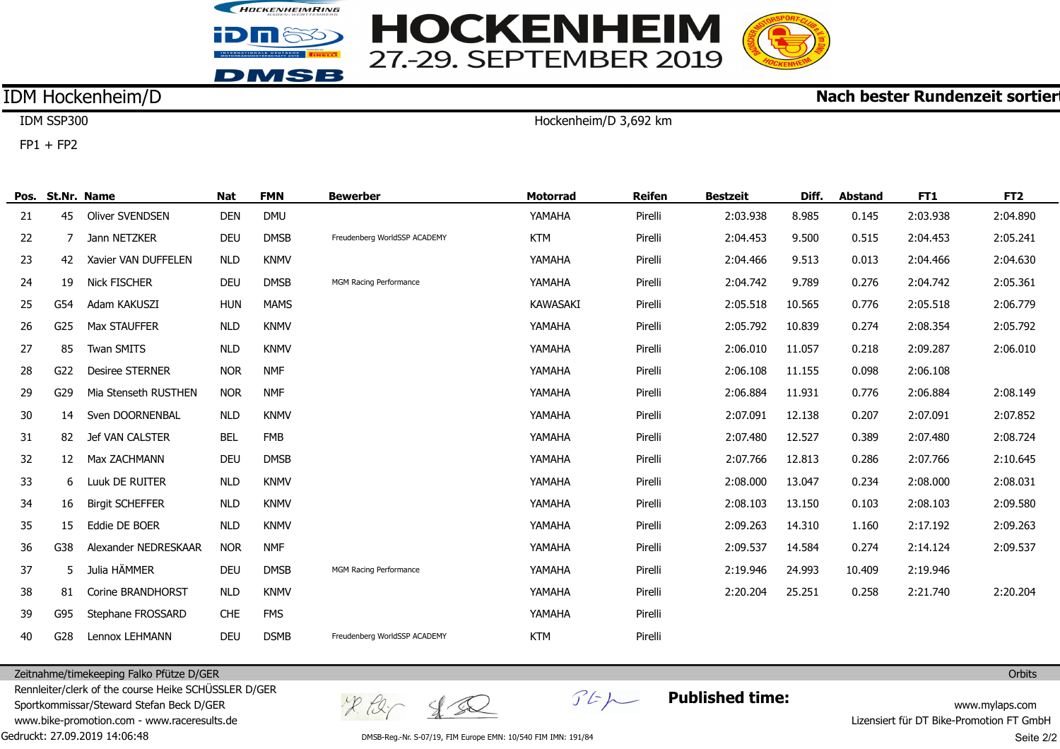# HOCKENHEIM 27.-29. SEPTEMBER 2019

## IDM Hockenheim/D

**Nach bester Rundenzeit sortiert**

IDM SSP300

Hockenheim/D 3,692 km

FP1 + FP2

| Pos. | St.Nr. | Name | Nat | FMN | Bewerber | Motorrad | Reifen | Bestzeit | Diff. | Abstand | FT1 | FT2 |
|---|---|---|---|---|---|---|---|---|---|---|---|---|
| 21 | 45 | Oliver SVENDSEN | DEN | DMU | | YAMAHA | Pirelli | 2:03.938 | 8.985 | 0.145 | 2:03.938 | 2:04.890 |
| 22 | 7 | Jann NETZKER | DEU | DMSB | Freudenberg WorldSSP ACADEMY | KTM | Pirelli | 2:04.453 | 9.500 | 0.515 | 2:04.453 | 2:05.241 |
| 23 | 42 | Xavier VAN DUFFELEN | NLD | KNMV | | YAMAHA | Pirelli | 2:04.466 | 9.513 | 0.013 | 2:04.466 | 2:04.630 |
| 24 | 19 | Nick FISCHER | DEU | DMSB | MGM Racing Performance | YAMAHA | Pirelli | 2:04.742 | 9.789 | 0.276 | 2:04.742 | 2:05.361 |
| 25 | G54 | Adam KAKUSZI | HUN | MAMS | | KAWASAKI | Pirelli | 2:05.518 | 10.565 | 0.776 | 2:05.518 | 2:06.779 |
| 26 | G25 | Max STAUFFER | NLD | KNMV | | YAMAHA | Pirelli | 2:05.792 | 10.839 | 0.274 | 2:08.354 | 2:05.792 |
| 27 | 85 | Twan SMITS | NLD | KNMV | | YAMAHA | Pirelli | 2:06.010 | 11.057 | 0.218 | 2:09.287 | 2:06.010 |
| 28 | G22 | Desiree STERNER | NOR | NMF | | YAMAHA | Pirelli | 2:06.108 | 11.155 | 0.098 | 2:06.108 | |
| 29 | G29 | Mia Stenseth RUSTHEN | NOR | NMF | | YAMAHA | Pirelli | 2:06.884 | 11.931 | 0.776 | 2:06.884 | 2:08.149 |
| 30 | 14 | Sven DOORNENBAL | NLD | KNMV | | YAMAHA | Pirelli | 2:07.091 | 12.138 | 0.207 | 2:07.091 | 2:07.852 |
| 31 | 82 | Jef VAN CALSTER | BEL | FMB | | YAMAHA | Pirelli | 2:07.480 | 12.527 | 0.389 | 2:07.480 | 2:08.724 |
| 32 | 12 | Max ZACHMANN | DEU | DMSB | | YAMAHA | Pirelli | 2:07.766 | 12.813 | 0.286 | 2:07.766 | 2:10.645 |
| 33 | 6 | Luuk DE RUITER | NLD | KNMV | | YAMAHA | Pirelli | 2:08.000 | 13.047 | 0.234 | 2:08.000 | 2:08.031 |
| 34 | 16 | Birgit SCHEFFER | NLD | KNMV | | YAMAHA | Pirelli | 2:08.103 | 13.150 | 0.103 | 2:08.103 | 2:09.580 |
| 35 | 15 | Eddie DE BOER | NLD | KNMV | | YAMAHA | Pirelli | 2:09.263 | 14.310 | 1.160 | 2:17.192 | 2:09.263 |
| 36 | G38 | Alexander NEDRESKAAR | NOR | NMF | | YAMAHA | Pirelli | 2:09.537 | 14.584 | 0.274 | 2:14.124 | 2:09.537 |
| 37 | 5 | Julia HÄMMER | DEU | DMSB | MGM Racing Performance | YAMAHA | Pirelli | 2:19.946 | 24.993 | 10.409 | 2:19.946 | |
| 38 | 81 | Corine BRANDHORST | NLD | KNMV | | YAMAHA | Pirelli | 2:20.204 | 25.251 | 0.258 | 2:21.740 | 2:20.204 |
| 39 | G95 | Stephane FROSSARD | CHE | FMS | | YAMAHA | Pirelli | | | | | |
| 40 | G28 | Lennox LEHMANN | DEU | DSMB | Freudenberg WorldSSP ACADEMY | KTM | Pirelli | | | | | |

Zeitnahme/timekeeping Falko Pfütze D/GER

Orbits

Rennleiter/clerk of the course Heike SCHÜSSLER D/GER

Sportkommissar/Steward Stefan Beck D/GER

www.bike-promotion.com - www.raceresults.de

**Published time:**

www.mylaps.com

Lizensiert für DT Bike-Promotion FT GmbH

Gedruckt: 27.09.2019 14:06:48

DMSB-Reg.-Nr. S-07/19, FIM Europe EMN: 10/540 FIM IMN: 191/84